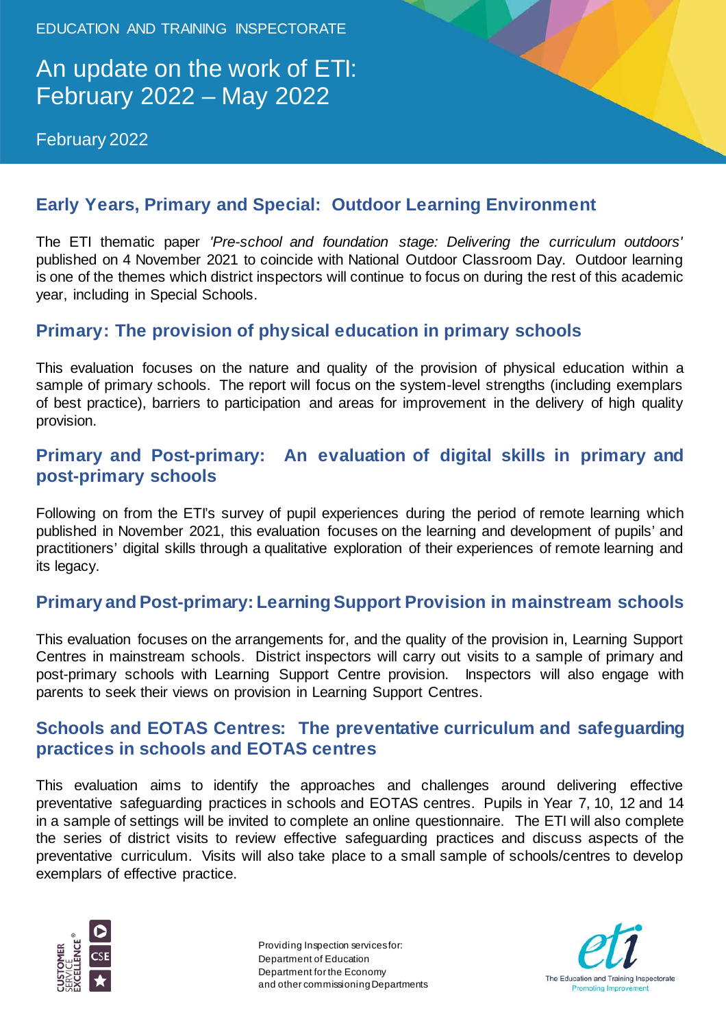EDUCATION AND TRAINING INSPECTORATE

# An update on the work of ETI: February 2022 – May 2022

February 2022

## Early Years, Primary and Special: Outdoor Learning Environment

The ETI thematic paper *'Pre-school and foundation stage: Delivering the curriculum outdoors'* published on 4 November 2021 to coincide with National Outdoor Classroom Day. Outdoor learning is one of the themes which district inspectors will continue to focus on during the rest of this academic year, including in Special Schools.

## Primary: The provision of physical education in primary schools

This evaluation focuses on the nature and quality of the provision of physical education within a sample of primary schools. The report will focus on the system-level strengths (including exemplars of best practice), barriers to participation and areas for improvement in the delivery of high quality provision.

## Primary and Post-primary: An evaluation of digital skills in primary and post-primary schools

Following on from the ETI's survey of pupil experiences during the period of remote learning which published in November 2021, this evaluation focuses on the learning and development of pupils' and practitioners' digital skills through a qualitative exploration of their experiences of remote learning and its legacy.

## Primary and Post-primary: Learning Support Provision in mainstream schools

This evaluation focuses on the arrangements for, and the quality of the provision in, Learning Support Centres in mainstream schools. District inspectors will carry out visits to a sample of primary and post-primary schools with Learning Support Centre provision. Inspectors will also engage with parents to seek their views on provision in Learning Support Centres.

## Schools and EOTAS Centres: The preventative curriculum and safeguarding practices in schools and EOTAS centres

This evaluation aims to identify the approaches and challenges around delivering effective preventative safeguarding practices in schools and EOTAS centres. Pupils in Year 7, 10, 12 and 14 in a sample of settings will be invited to complete an online questionnaire. The ETI will also complete the series of district visits to review effective safeguarding practices and discuss aspects of the preventative curriculum. Visits will also take place to a small sample of schools/centres to develop exemplars of effective practice.

Providing Inspection services for:
Department of Education
Department for the Economy
and other commissioning Departments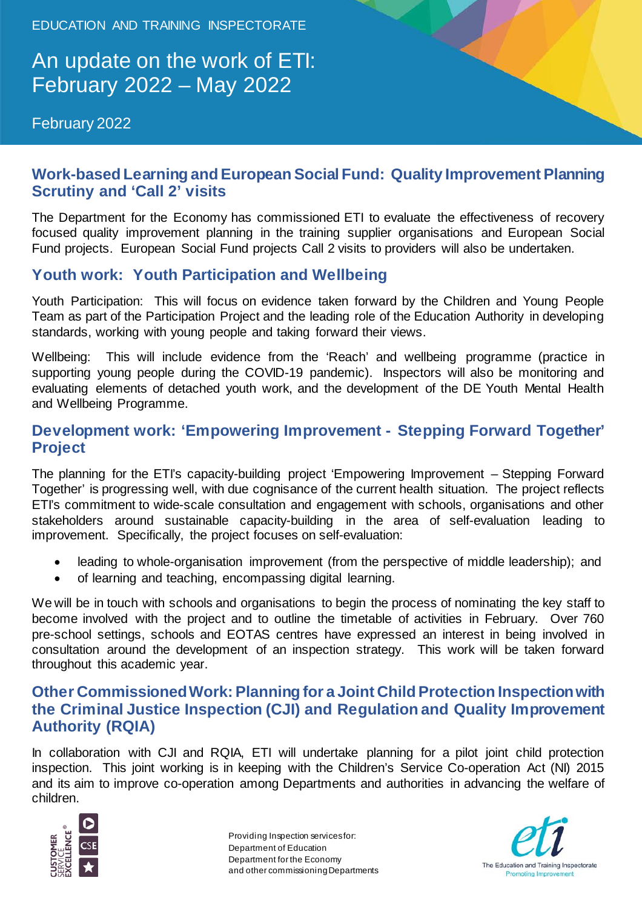EDUCATION AND TRAINING INSPECTORATE

# An update on the work of ETI: February 2022 – May 2022

February 2022

## Work-based Learning and European Social Fund: Quality Improvement Planning Scrutiny and 'Call 2' visits

The Department for the Economy has commissioned ETI to evaluate the effectiveness of recovery focused quality improvement planning in the training supplier organisations and European Social Fund projects. European Social Fund projects Call 2 visits to providers will also be undertaken.

## Youth work: Youth Participation and Wellbeing

Youth Participation: This will focus on evidence taken forward by the Children and Young People Team as part of the Participation Project and the leading role of the Education Authority in developing standards, working with young people and taking forward their views.

Wellbeing: This will include evidence from the 'Reach' and wellbeing programme (practice in supporting young people during the COVID-19 pandemic). Inspectors will also be monitoring and evaluating elements of detached youth work, and the development of the DE Youth Mental Health and Wellbeing Programme.

## Development work: 'Empowering Improvement - Stepping Forward Together' Project

The planning for the ETI's capacity-building project 'Empowering Improvement – Stepping Forward Together' is progressing well, with due cognisance of the current health situation. The project reflects ETI's commitment to wide-scale consultation and engagement with schools, organisations and other stakeholders around sustainable capacity-building in the area of self-evaluation leading to improvement. Specifically, the project focuses on self-evaluation:

- leading to whole-organisation improvement (from the perspective of middle leadership); and
- of learning and teaching, encompassing digital learning.

We will be in touch with schools and organisations to begin the process of nominating the key staff to become involved with the project and to outline the timetable of activities in February. Over 760 pre-school settings, schools and EOTAS centres have expressed an interest in being involved in consultation around the development of an inspection strategy. This work will be taken forward throughout this academic year.

## Other Commissioned Work: Planning for a Joint Child Protection Inspection with the Criminal Justice Inspection (CJI) and Regulation and Quality Improvement Authority (RQIA)

In collaboration with CJI and RQIA, ETI will undertake planning for a pilot joint child protection inspection. This joint working is in keeping with the Children's Service Co-operation Act (NI) 2015 and its aim to improve co-operation among Departments and authorities in advancing the welfare of children.

Providing Inspection services for:
Department of Education
Department for the Economy
and other commissioning Departments